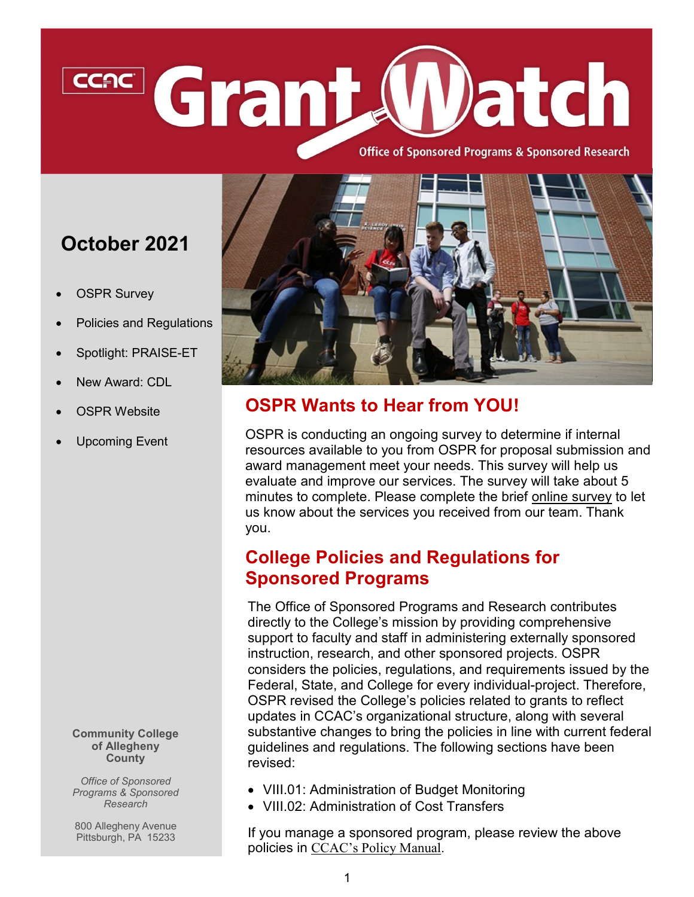# CCAC Grant Watch

Office of Sponsored Programs & Sponsored Research

## October 2021

- OSPR Survey
- Policies and Regulations
- Spotlight: PRAISE-ET
- New Award: CDL
- OSPR Website
- Upcoming Event

**Community College of Allegheny County**

*Office of Sponsored Programs & Sponsored Research*

800 Allegheny Avenue
Pittsburgh, PA 15233

## OSPR Wants to Hear from YOU!

OSPR is conducting an ongoing survey to determine if internal resources available to you from OSPR for proposal submission and award management meet your needs. This survey will help us evaluate and improve our services. The survey will take about 5 minutes to complete. Please complete the brief online survey to let us know about the services you received from our team. Thank you.

## College Policies and Regulations for Sponsored Programs

The Office of Sponsored Programs and Research contributes directly to the College's mission by providing comprehensive support to faculty and staff in administering externally sponsored instruction, research, and other sponsored projects. OSPR considers the policies, regulations, and requirements issued by the Federal, State, and College for every individual-project. Therefore, OSPR revised the College's policies related to grants to reflect updates in CCAC's organizational structure, along with several substantive changes to bring the policies in line with current federal guidelines and regulations. The following sections have been revised:

- VIII.01: Administration of Budget Monitoring
- VIII.02: Administration of Cost Transfers

If you manage a sponsored program, please review the above policies in CCAC's Policy Manual.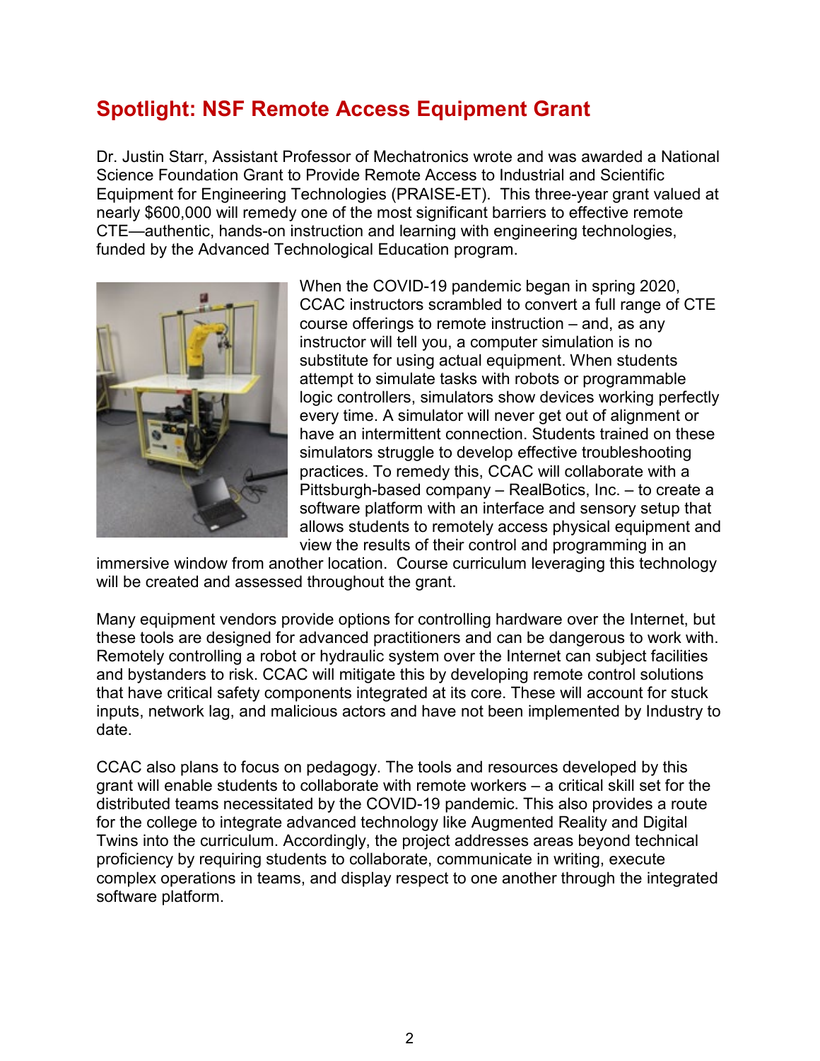## Spotlight: NSF Remote Access Equipment Grant

Dr. Justin Starr, Assistant Professor of Mechatronics wrote and was awarded a National Science Foundation Grant to Provide Remote Access to Industrial and Scientific Equipment for Engineering Technologies (PRAISE-ET). This three-year grant valued at nearly $600,000 will remedy one of the most significant barriers to effective remote CTE—authentic, hands-on instruction and learning with engineering technologies, funded by the Advanced Technological Education program.

When the COVID-19 pandemic began in spring 2020, CCAC instructors scrambled to convert a full range of CTE course offerings to remote instruction – and, as any instructor will tell you, a computer simulation is no substitute for using actual equipment. When students attempt to simulate tasks with robots or programmable logic controllers, simulators show devices working perfectly every time. A simulator will never get out of alignment or have an intermittent connection. Students trained on these simulators struggle to develop effective troubleshooting practices. To remedy this, CCAC will collaborate with a Pittsburgh-based company – RealBotics, Inc. – to create a software platform with an interface and sensory setup that allows students to remotely access physical equipment and view the results of their control and programming in an immersive window from another location. Course curriculum leveraging this technology will be created and assessed throughout the grant.

Many equipment vendors provide options for controlling hardware over the Internet, but these tools are designed for advanced practitioners and can be dangerous to work with. Remotely controlling a robot or hydraulic system over the Internet can subject facilities and bystanders to risk. CCAC will mitigate this by developing remote control solutions that have critical safety components integrated at its core. These will account for stuck inputs, network lag, and malicious actors and have not been implemented by Industry to date.

CCAC also plans to focus on pedagogy. The tools and resources developed by this grant will enable students to collaborate with remote workers – a critical skill set for the distributed teams necessitated by the COVID-19 pandemic. This also provides a route for the college to integrate advanced technology like Augmented Reality and Digital Twins into the curriculum. Accordingly, the project addresses areas beyond technical proficiency by requiring students to collaborate, communicate in writing, execute complex operations in teams, and display respect to one another through the integrated software platform.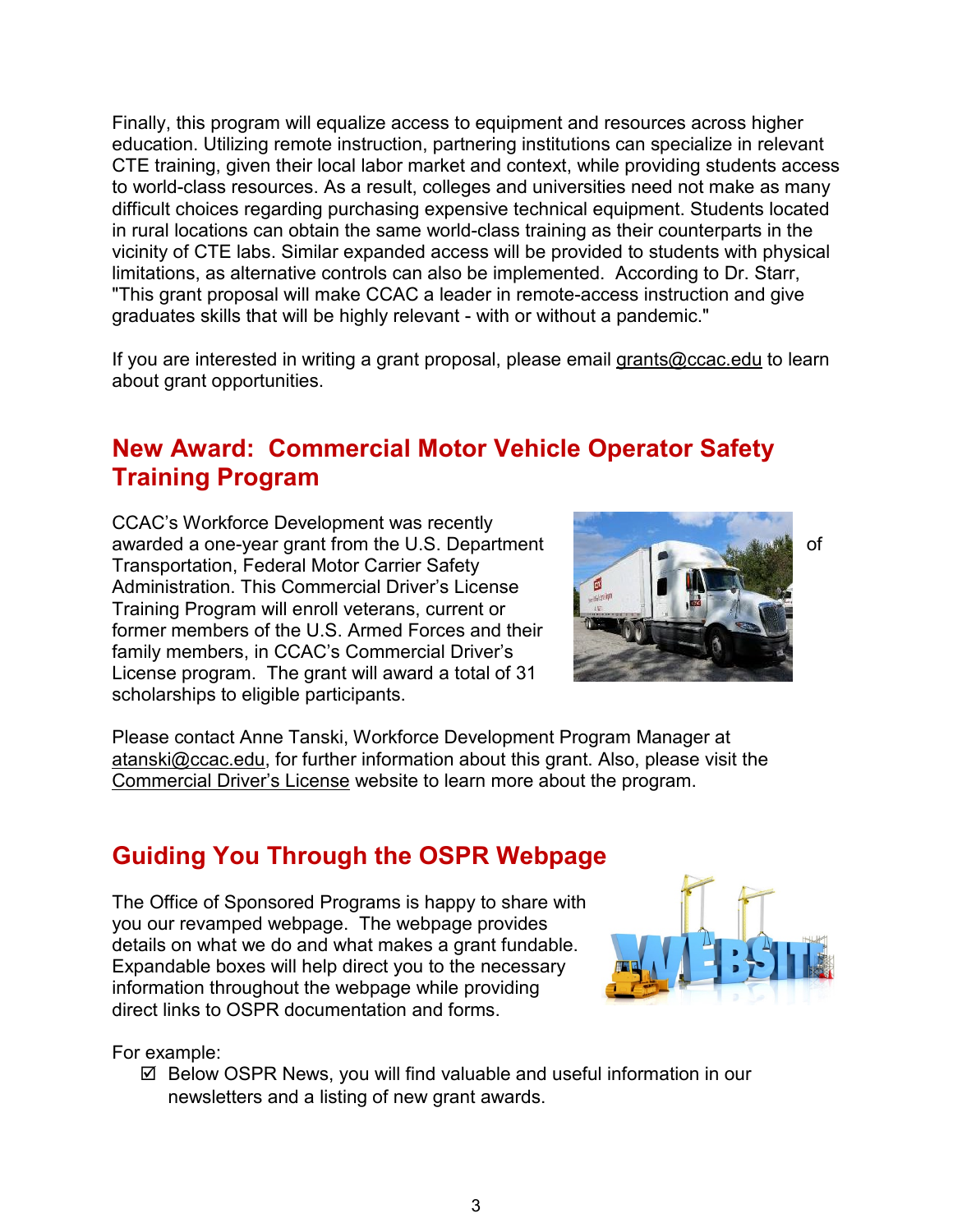Finally, this program will equalize access to equipment and resources across higher education. Utilizing remote instruction, partnering institutions can specialize in relevant CTE training, given their local labor market and context, while providing students access to world-class resources. As a result, colleges and universities need not make as many difficult choices regarding purchasing expensive technical equipment. Students located in rural locations can obtain the same world-class training as their counterparts in the vicinity of CTE labs. Similar expanded access will be provided to students with physical limitations, as alternative controls can also be implemented. According to Dr. Starr, "This grant proposal will make CCAC a leader in remote-access instruction and give graduates skills that will be highly relevant - with or without a pandemic."

If you are interested in writing a grant proposal, please email grants@ccac.edu to learn about grant opportunities.

## New Award: Commercial Motor Vehicle Operator Safety Training Program

CCAC's Workforce Development was recently awarded a one-year grant from the U.S. Department of Transportation, Federal Motor Carrier Safety Administration. This Commercial Driver's License Training Program will enroll veterans, current or former members of the U.S. Armed Forces and their family members, in CCAC's Commercial Driver's License program. The grant will award a total of 31 scholarships to eligible participants.

Please contact Anne Tanski, Workforce Development Program Manager at atanski@ccac.edu, for further information about this grant. Also, please visit the Commercial Driver's License website to learn more about the program.

## Guiding You Through the OSPR Webpage

The Office of Sponsored Programs is happy to share with you our revamped webpage. The webpage provides details on what we do and what makes a grant fundable. Expandable boxes will help direct you to the necessary information throughout the webpage while providing direct links to OSPR documentation and forms.

For example:

- ☑ Below OSPR News, you will find valuable and useful information in our newsletters and a listing of new grant awards.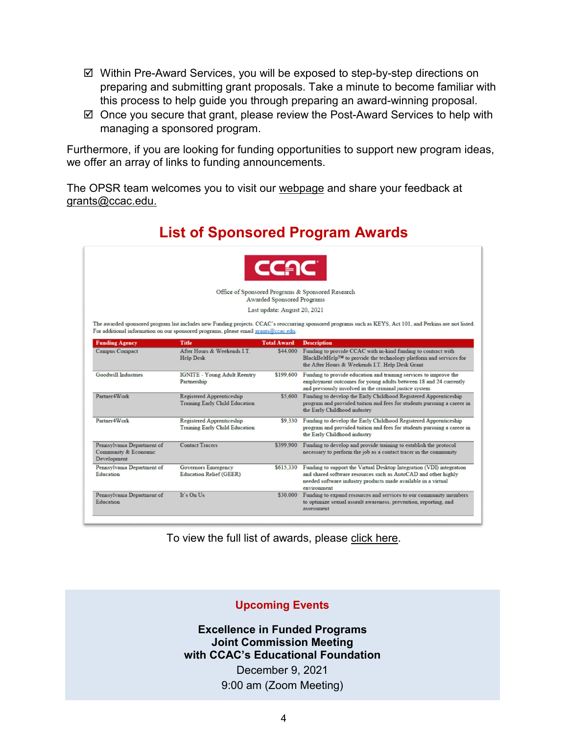- ☑ Within Pre-Award Services, you will be exposed to step-by-step directions on preparing and submitting grant proposals. Take a minute to become familiar with this process to help guide you through preparing an award-winning proposal.
- ☑ Once you secure that grant, please review the Post-Award Services to help with managing a sponsored program.

Furthermore, if you are looking for funding opportunities to support new program ideas, we offer an array of links to funding announcements.

The OPSR team welcomes you to visit our webpage and share your feedback at grants@ccac.edu.

## List of Sponsored Program Awards

CCAC

Office of Sponsored Programs & Sponsored Research
Awarded Sponsored Programs

Last update: August 20, 2021

The awarded sponsored program list includes new Funding projects. CCAC's reoccurring sponsored programs such as KEYS, Act 101, and Perkins are not listed. For additional information on our sponsored programs, please email grants@ccac.edu.

| Funding Agency | Title | Total Award | Description |
|---|---|---|---|
| Campus Compact | After Hours & Weekends I.T. Help Desk | $44,000 | Funding to provide CCAC with in-kind funding to contract with BlackBeltHelp™ to provide the technology platform and services for the After Hours & Weekends I.T. Help Desk Grant |
| Goodwill Industries | IGNITE - Young Adult Reentry Partnership | $199,600 | Funding to provide education and training services to improve the employment outcomes for young adults between 18 and 24 currently and previously involved in the criminal justice system |
| Partner4Work | Registered Apprenticeship Training Early Child Education | $5,600 | Funding to develop the Early Childhood Registered Apprenticeship program and provided tuition and fees for students pursuing a career in the Early Childhood industry |
| Partner4Work | Registered Apprenticeship Training Early Child Education | $9,330 | Funding to develop the Early Childhood Registered Apprenticeship program and provided tuition and fees for students pursuing a career in the Early Childhood industry |
| Pennsylvania Department of Community & Economic Development | Contact Tracers | $399,900 | Funding to develop and provide training to establish the protocol necessary to perform the job as a contact tracer in the community |
| Pennsylvania Department of Education | Governors Emergency Education Relief (GEER) | $615,330 | Funding to support the Virtual Desktop Integration (VDI) integration and shared software resources such as AutoCAD and other highly needed software industry products made available in a virtual environment |
| Pennsylvania Department of Education | It's On Us | $30,000 | Funding to expand resources and services to our community members to optimize sexual assault awareness, prevention, reporting, and assessment |

To view the full list of awards, please click here.

## Upcoming Events

**Excellence in Funded Programs**
**Joint Commission Meeting**
**with CCAC's Educational Foundation**

December 9, 2021

9:00 am (Zoom Meeting)